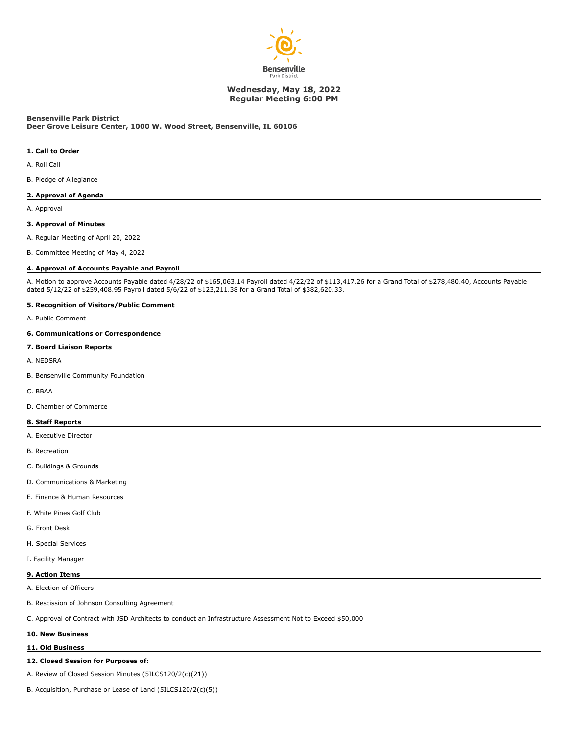Bensenville
Park District

**Wednesday, May 18, 2022**
**Regular Meeting 6:00 PM**

**Bensenville Park District**
**Deer Grove Leisure Center, 1000 W. Wood Street, Bensenville, IL 60106**

## 1. Call to Order

A. Roll Call

B. Pledge of Allegiance

## 2. Approval of Agenda

A. Approval

## 3. Approval of Minutes

A. Regular Meeting of April 20, 2022

B. Committee Meeting of May 4, 2022

## 4. Approval of Accounts Payable and Payroll

A. Motion to approve Accounts Payable dated 4/28/22 of $165,063.14 Payroll dated 4/22/22 of $113,417.26 for a Grand Total of $278,480.40, Accounts Payable dated 5/12/22 of $259,408.95 Payroll dated 5/6/22 of $123,211.38 for a Grand Total of $382,620.33.

## 5. Recognition of Visitors/Public Comment

A. Public Comment

## 6. Communications or Correspondence

## 7. Board Liaison Reports

A. NEDSRA

B. Bensenville Community Foundation

C. BBAA

D. Chamber of Commerce

## 8. Staff Reports

A. Executive Director

B. Recreation

C. Buildings & Grounds

D. Communications & Marketing

E. Finance & Human Resources

F. White Pines Golf Club

G. Front Desk

H. Special Services

I. Facility Manager

## 9. Action Items

A. Election of Officers

B. Rescission of Johnson Consulting Agreement

C. Approval of Contract with JSD Architects to conduct an Infrastructure Assessment Not to Exceed $50,000

## 10. New Business

## 11. Old Business

## 12. Closed Session for Purposes of:

A. Review of Closed Session Minutes (5ILCS120/2(c)(21))

B. Acquisition, Purchase or Lease of Land (5ILCS120/2(c)(5))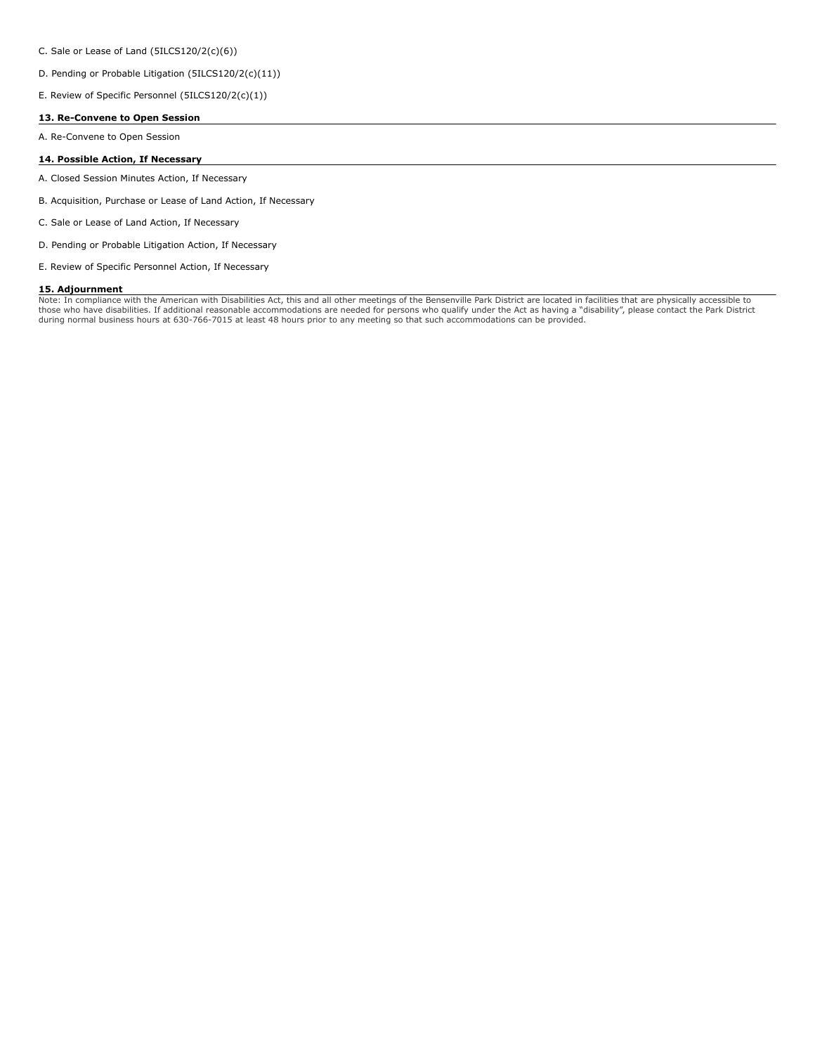C. Sale or Lease of Land (5ILCS120/2(c)(6))

D. Pending or Probable Litigation (5ILCS120/2(c)(11))

E. Review of Specific Personnel (5ILCS120/2(c)(1))

**13. Re-Convene to Open Session**

A. Re-Convene to Open Session

**14. Possible Action, If Necessary**

A. Closed Session Minutes Action, If Necessary

B. Acquisition, Purchase or Lease of Land Action, If Necessary

C. Sale or Lease of Land Action, If Necessary

D. Pending or Probable Litigation Action, If Necessary

E. Review of Specific Personnel Action, If Necessary

**15. Adjournment**

Note: In compliance with the American with Disabilities Act, this and all other meetings of the Bensenville Park District are located in facilities that are physically accessible to those who have disabilities. If additional reasonable accommodations are needed for persons who qualify under the Act as having a "disability", please contact the Park District during normal business hours at 630-766-7015 at least 48 hours prior to any meeting so that such accommodations can be provided.